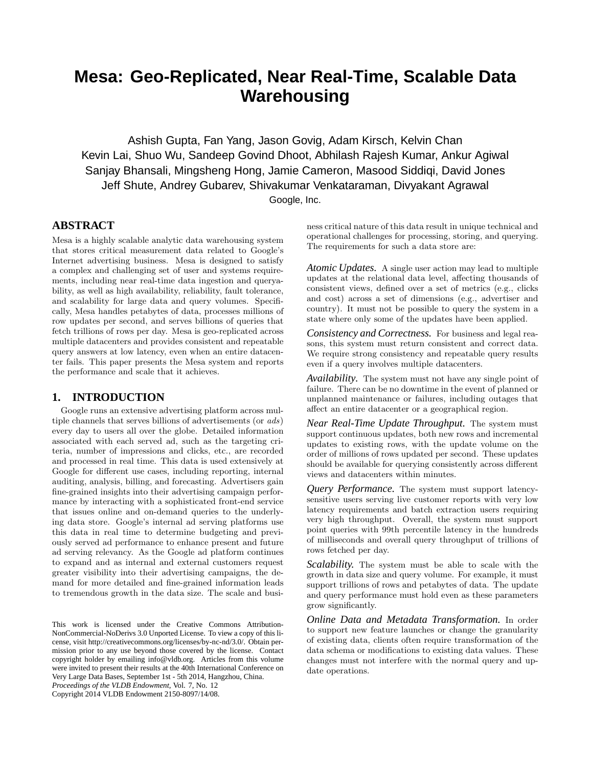# Mesa: Geo-Replicated, Near Real-Time, Scalable Data Warehousing

Ashish Gupta, Fan Yang, Jason Govig, Adam Kirsch, Kelvin Chan
Kevin Lai, Shuo Wu, Sandeep Govind Dhoot, Abhilash Rajesh Kumar, Ankur Agiwal
Sanjay Bhansali, Mingsheng Hong, Jamie Cameron, Masood Siddiqi, David Jones
Jeff Shute, Andrey Gubarev, Shivakumar Venkataraman, Divyakant Agrawal
Google, Inc.

## ABSTRACT

Mesa is a highly scalable analytic data warehousing system that stores critical measurement data related to Google's Internet advertising business. Mesa is designed to satisfy a complex and challenging set of user and systems requirements, including near real-time data ingestion and queryability, as well as high availability, reliability, fault tolerance, and scalability for large data and query volumes. Specifically, Mesa handles petabytes of data, processes millions of row updates per second, and serves billions of queries that fetch trillions of rows per day. Mesa is geo-replicated across multiple datacenters and provides consistent and repeatable query answers at low latency, even when an entire datacenter fails. This paper presents the Mesa system and reports the performance and scale that it achieves.

## 1. INTRODUCTION

Google runs an extensive advertising platform across multiple channels that serves billions of advertisements (or *ads*) every day to users all over the globe. Detailed information associated with each served ad, such as the targeting criteria, number of impressions and clicks, etc., are recorded and processed in real time. This data is used extensively at Google for different use cases, including reporting, internal auditing, analysis, billing, and forecasting. Advertisers gain fine-grained insights into their advertising campaign performance by interacting with a sophisticated front-end service that issues online and on-demand queries to the underlying data store. Google's internal ad serving platforms use this data in real time to determine budgeting and previously served ad performance to enhance present and future ad serving relevancy. As the Google ad platform continues to expand and as internal and external customers request greater visibility into their advertising campaigns, the demand for more detailed and fine-grained information leads to tremendous growth in the data size. The scale and business critical nature of this data result in unique technical and operational challenges for processing, storing, and querying. The requirements for such a data store are:

*Atomic Updates.* A single user action may lead to multiple updates at the relational data level, affecting thousands of consistent views, defined over a set of metrics (e.g., clicks and cost) across a set of dimensions (e.g., advertiser and country). It must not be possible to query the system in a state where only some of the updates have been applied.

*Consistency and Correctness.* For business and legal reasons, this system must return consistent and correct data. We require strong consistency and repeatable query results even if a query involves multiple datacenters.

*Availability.* The system must not have any single point of failure. There can be no downtime in the event of planned or unplanned maintenance or failures, including outages that affect an entire datacenter or a geographical region.

*Near Real-Time Update Throughput.* The system must support continuous updates, both new rows and incremental updates to existing rows, with the update volume on the order of millions of rows updated per second. These updates should be available for querying consistently across different views and datacenters within minutes.

*Query Performance.* The system must support latency-sensitive users serving live customer reports with very low latency requirements and batch extraction users requiring very high throughput. Overall, the system must support point queries with 99th percentile latency in the hundreds of milliseconds and overall query throughput of trillions of rows fetched per day.

*Scalability.* The system must be able to scale with the growth in data size and query volume. For example, it must support trillions of rows and petabytes of data. The update and query performance must hold even as these parameters grow significantly.

*Online Data and Metadata Transformation.* In order to support new feature launches or change the granularity of existing data, clients often require transformation of the data schema or modifications to existing data values. These changes must not interfere with the normal query and update operations.

This work is licensed under the Creative Commons Attribution-NonCommercial-NoDerivs 3.0 Unported License. To view a copy of this license, visit http://creativecommons.org/licenses/by-nc-nd/3.0/. Obtain permission prior to any use beyond those covered by the license. Contact copyright holder by emailing info@vldb.org. Articles from this volume were invited to present their results at the 40th International Conference on Very Large Data Bases, September 1st - 5th 2014, Hangzhou, China.
*Proceedings of the VLDB Endowment,* Vol. 7, No. 12
Copyright 2014 VLDB Endowment 2150-8097/14/08.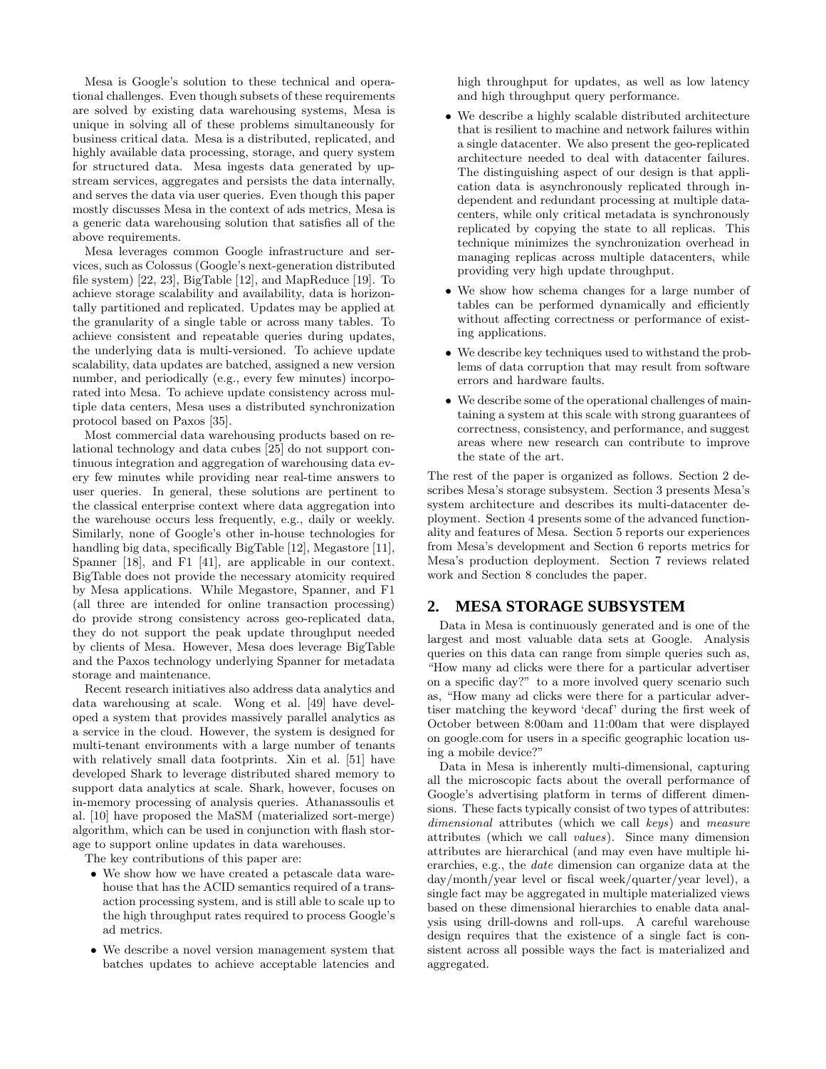Mesa is Google's solution to these technical and operational challenges. Even though subsets of these requirements are solved by existing data warehousing systems, Mesa is unique in solving all of these problems simultaneously for business critical data. Mesa is a distributed, replicated, and highly available data processing, storage, and query system for structured data. Mesa ingests data generated by upstream services, aggregates and persists the data internally, and serves the data via user queries. Even though this paper mostly discusses Mesa in the context of ads metrics, Mesa is a generic data warehousing solution that satisfies all of the above requirements.

Mesa leverages common Google infrastructure and services, such as Colossus (Google's next-generation distributed file system) [22, 23], BigTable [12], and MapReduce [19]. To achieve storage scalability and availability, data is horizontally partitioned and replicated. Updates may be applied at the granularity of a single table or across many tables. To achieve consistent and repeatable queries during updates, the underlying data is multi-versioned. To achieve update scalability, data updates are batched, assigned a new version number, and periodically (e.g., every few minutes) incorporated into Mesa. To achieve update consistency across multiple data centers, Mesa uses a distributed synchronization protocol based on Paxos [35].

Most commercial data warehousing products based on relational technology and data cubes [25] do not support continuous integration and aggregation of warehousing data every few minutes while providing near real-time answers to user queries. In general, these solutions are pertinent to the classical enterprise context where data aggregation into the warehouse occurs less frequently, e.g., daily or weekly. Similarly, none of Google's other in-house technologies for handling big data, specifically BigTable [12], Megastore [11], Spanner [18], and F1 [41], are applicable in our context. BigTable does not provide the necessary atomicity required by Mesa applications. While Megastore, Spanner, and F1 (all three are intended for online transaction processing) do provide strong consistency across geo-replicated data, they do not support the peak update throughput needed by clients of Mesa. However, Mesa does leverage BigTable and the Paxos technology underlying Spanner for metadata storage and maintenance.

Recent research initiatives also address data analytics and data warehousing at scale. Wong et al. [49] have developed a system that provides massively parallel analytics as a service in the cloud. However, the system is designed for multi-tenant environments with a large number of tenants with relatively small data footprints. Xin et al. [51] have developed Shark to leverage distributed shared memory to support data analytics at scale. Shark, however, focuses on in-memory processing of analysis queries. Athanassoulis et al. [10] have proposed the MaSM (materialized sort-merge) algorithm, which can be used in conjunction with flash storage to support online updates in data warehouses.

The key contributions of this paper are:

- We show how we have created a petascale data warehouse that has the ACID semantics required of a transaction processing system, and is still able to scale up to the high throughput rates required to process Google's ad metrics.
- We describe a novel version management system that batches updates to achieve acceptable latencies and high throughput for updates, as well as low latency and high throughput query performance.
- We describe a highly scalable distributed architecture that is resilient to machine and network failures within a single datacenter. We also present the geo-replicated architecture needed to deal with datacenter failures. The distinguishing aspect of our design is that application data is asynchronously replicated through independent and redundant processing at multiple datacenters, while only critical metadata is synchronously replicated by copying the state to all replicas. This technique minimizes the synchronization overhead in managing replicas across multiple datacenters, while providing very high update throughput.
- We show how schema changes for a large number of tables can be performed dynamically and efficiently without affecting correctness or performance of existing applications.
- We describe key techniques used to withstand the problems of data corruption that may result from software errors and hardware faults.
- We describe some of the operational challenges of maintaining a system at this scale with strong guarantees of correctness, consistency, and performance, and suggest areas where new research can contribute to improve the state of the art.

The rest of the paper is organized as follows. Section 2 describes Mesa's storage subsystem. Section 3 presents Mesa's system architecture and describes its multi-datacenter deployment. Section 4 presents some of the advanced functionality and features of Mesa. Section 5 reports our experiences from Mesa's development and Section 6 reports metrics for Mesa's production deployment. Section 7 reviews related work and Section 8 concludes the paper.

## 2. MESA STORAGE SUBSYSTEM

Data in Mesa is continuously generated and is one of the largest and most valuable data sets at Google. Analysis queries on this data can range from simple queries such as, "How many ad clicks were there for a particular advertiser on a specific day?" to a more involved query scenario such as, "How many ad clicks were there for a particular advertiser matching the keyword 'decaf' during the first week of October between 8:00am and 11:00am that were displayed on google.com for users in a specific geographic location using a mobile device?"

Data in Mesa is inherently multi-dimensional, capturing all the microscopic facts about the overall performance of Google's advertising platform in terms of different dimensions. These facts typically consist of two types of attributes: *dimensional* attributes (which we call *keys*) and *measure* attributes (which we call *values*). Since many dimension attributes are hierarchical (and may even have multiple hierarchies, e.g., the *date* dimension can organize data at the day/month/year level or fiscal week/quarter/year level), a single fact may be aggregated in multiple materialized views based on these dimensional hierarchies to enable data analysis using drill-downs and roll-ups. A careful warehouse design requires that the existence of a single fact is consistent across all possible ways the fact is materialized and aggregated.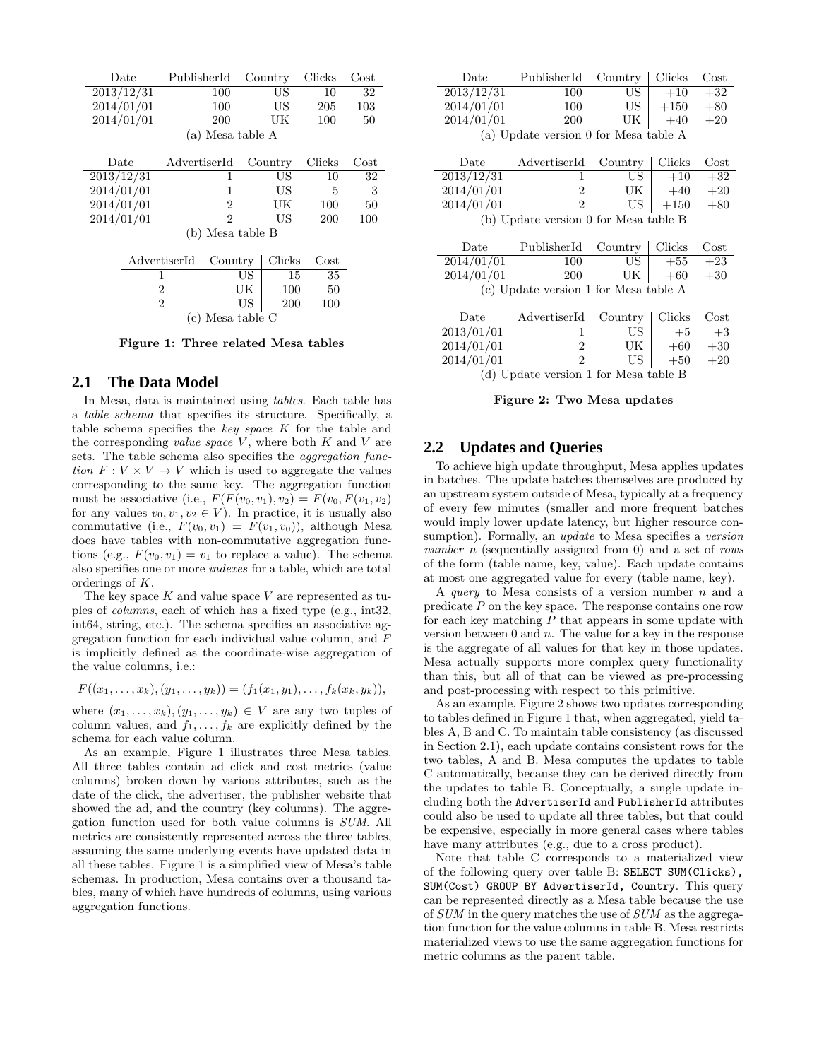| Date | PublisherId | Country | Clicks | Cost |
|---|---|---|---|---|
| 2013/12/31 | 100 | US | 10 | 32 |
| 2014/01/01 | 100 | US | 205 | 103 |
| 2014/01/01 | 200 | UK | 100 | 50 |

(a) Mesa table A

| Date | AdvertiserId | Country | Clicks | Cost |
|---|---|---|---|---|
| 2013/12/31 | 1 | US | 10 | 32 |
| 2014/01/01 | 1 | US | 5 | 3 |
| 2014/01/01 | 2 | UK | 100 | 50 |
| 2014/01/01 | 2 | US | 200 | 100 |

(b) Mesa table B

| AdvertiserId | Country | Clicks | Cost |
|---|---|---|---|
| 1 | US | 15 | 35 |
| 2 | UK | 100 | 50 |
| 2 | US | 200 | 100 |

(c) Mesa table C

**Figure 1: Three related Mesa tables**

## 2.1 The Data Model

In Mesa, data is maintained using *tables*. Each table has a *table schema* that specifies its structure. Specifically, a table schema specifies the *key space* $K$ for the table and the corresponding *value space* $V$, where both $K$ and $V$ are sets. The table schema also specifies the *aggregation function* $F : V \times V \to V$ which is used to aggregate the values corresponding to the same key. The aggregation function must be associative (i.e., $F(F(v_0, v_1), v_2) = F(v_0, F(v_1, v_2))$ for any values $v_0, v_1, v_2 \in V$). In practice, it is usually also commutative (i.e., $F(v_0, v_1) = F(v_1, v_0)$), although Mesa does have tables with non-commutative aggregation functions (e.g., $F(v_0, v_1) = v_1$ to replace a value). The schema also specifies one or more *indexes* for a table, which are total orderings of $K$.

The key space $K$ and value space $V$ are represented as tuples of *columns*, each of which has a fixed type (e.g., int32, int64, string, etc.). The schema specifies an associative aggregation function for each individual value column, and $F$ is implicitly defined as the coordinate-wise aggregation of the value columns, i.e.:

$$F((x_1, \ldots, x_k), (y_1, \ldots, y_k)) = (f_1(x_1, y_1), \ldots, f_k(x_k, y_k)),$$

where $(x_1, \ldots, x_k), (y_1, \ldots, y_k) \in V$ are any two tuples of column values, and $f_1, \ldots, f_k$ are explicitly defined by the schema for each value column.

As an example, Figure 1 illustrates three Mesa tables. All three tables contain ad click and cost metrics (value columns) broken down by various attributes, such as the date of the click, the advertiser, the publisher website that showed the ad, and the country (key columns). The aggregation function used for both value columns is *SUM*. All metrics are consistently represented across the three tables, assuming the same underlying events have updated data in all these tables. Figure 1 is a simplified view of Mesa's table schemas. In production, Mesa contains over a thousand tables, many of which have hundreds of columns, using various aggregation functions.

| Date | PublisherId | Country | Clicks | Cost |
|---|---|---|---|---|
| 2013/12/31 | 100 | US | +10 | +32 |
| 2014/01/01 | 100 | US | +150 | +80 |
| 2014/01/01 | 200 | UK | +40 | +20 |

(a) Update version 0 for Mesa table A

| Date | AdvertiserId | Country | Clicks | Cost |
|---|---|---|---|---|
| 2013/12/31 | 1 | US | +10 | +32 |
| 2014/01/01 | 2 | UK | +40 | +20 |
| 2014/01/01 | 2 | US | +150 | +80 |

(b) Update version 0 for Mesa table B

| Date | PublisherId | Country | Clicks | Cost |
|---|---|---|---|---|
| 2014/01/01 | 100 | US | +55 | +23 |
| 2014/01/01 | 200 | UK | +60 | +30 |

(c) Update version 1 for Mesa table A

| Date | AdvertiserId | Country | Clicks | Cost |
|---|---|---|---|---|
| 2013/01/01 | 1 | US | +5 | +3 |
| 2014/01/01 | 2 | UK | +60 | +30 |
| 2014/01/01 | 2 | US | +50 | +20 |

(d) Update version 1 for Mesa table B

**Figure 2: Two Mesa updates**

## 2.2 Updates and Queries

To achieve high update throughput, Mesa applies updates in batches. The update batches themselves are produced by an upstream system outside of Mesa, typically at a frequency of every few minutes (smaller and more frequent batches would imply lower update latency, but higher resource consumption). Formally, an *update* to Mesa specifies a *version number* $n$ (sequentially assigned from 0) and a set of *rows* of the form (table name, key, value). Each update contains at most one aggregated value for every (table name, key).

A *query* to Mesa consists of a version number $n$ and a predicate $P$ on the key space. The response contains one row for each key matching $P$ that appears in some update with version between 0 and $n$. The value for a key in the response is the aggregate of all values for that key in those updates. Mesa actually supports more complex query functionality than this, but all of that can be viewed as pre-processing and post-processing with respect to this primitive.

As an example, Figure 2 shows two updates corresponding to tables defined in Figure 1 that, when aggregated, yield tables A, B and C. To maintain table consistency (as discussed in Section 2.1), each update contains consistent rows for the two tables, A and B. Mesa computes the updates to table C automatically, because they can be derived directly from the updates to table B. Conceptually, a single update including both the `AdvertiserId` and `PublisherId` attributes could also be used to update all three tables, but that could be expensive, especially in more general cases where tables have many attributes (e.g., due to a cross product).

Note that table C corresponds to a materialized view of the following query over table B: `SELECT SUM(Clicks), SUM(Cost) GROUP BY AdvertiserId, Country`. This query can be represented directly as a Mesa table because the use of *SUM* in the query matches the use of *SUM* as the aggregation function for the value columns in table B. Mesa restricts materialized views to use the same aggregation functions for metric columns as the parent table.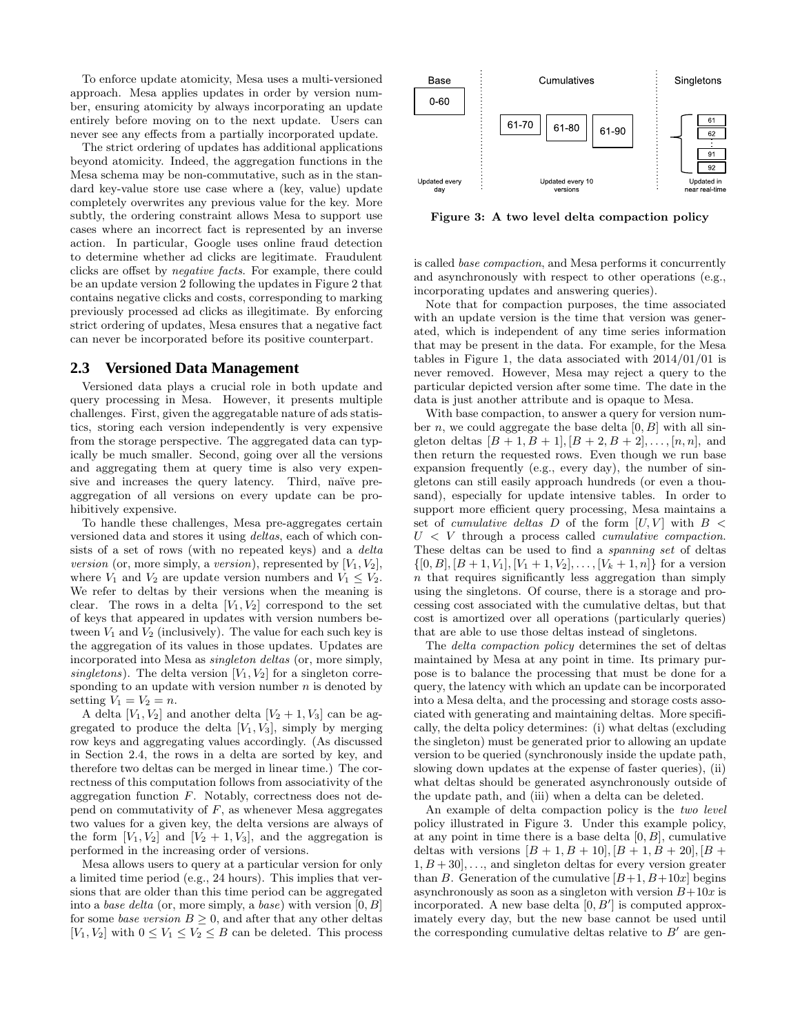To enforce update atomicity, Mesa uses a multi-versioned approach. Mesa applies updates in order by version number, ensuring atomicity by always incorporating an update entirely before moving on to the next update. Users can never see any effects from a partially incorporated update.

The strict ordering of updates has additional applications beyond atomicity. Indeed, the aggregation functions in the Mesa schema may be non-commutative, such as in the standard key-value store use case where a (key, value) update completely overwrites any previous value for the key. More subtly, the ordering constraint allows Mesa to support use cases where an incorrect fact is represented by an inverse action. In particular, Google uses online fraud detection to determine whether ad clicks are legitimate. Fraudulent clicks are offset by *negative facts*. For example, there could be an update version 2 following the updates in Figure 2 that contains negative clicks and costs, corresponding to marking previously processed ad clicks as illegitimate. By enforcing strict ordering of updates, Mesa ensures that a negative fact can never be incorporated before its positive counterpart.

## 2.3 Versioned Data Management

Versioned data plays a crucial role in both update and query processing in Mesa. However, it presents multiple challenges. First, given the aggregatable nature of ads statistics, storing each version independently is very expensive from the storage perspective. The aggregated data can typically be much smaller. Second, going over all the versions and aggregating them at query time is also very expensive and increases the query latency. Third, naïve pre-aggregation of all versions on every update can be prohibitively expensive.

To handle these challenges, Mesa pre-aggregates certain versioned data and stores it using *deltas*, each of which consists of a set of rows (with no repeated keys) and a *delta version* (or, more simply, a *version*), represented by $[V_1, V_2]$, where $V_1$ and $V_2$ are update version numbers and $V_1 \leq V_2$. We refer to deltas by their versions when the meaning is clear. The rows in a delta $[V_1, V_2]$ correspond to the set of keys that appeared in updates with version numbers between $V_1$ and $V_2$ (inclusively). The value for each such key is the aggregation of its values in those updates. Updates are incorporated into Mesa as *singleton deltas* (or, more simply, *singletons*). The delta version $[V_1, V_2]$ for a singleton corresponding to an update with version number $n$ is denoted by setting $V_1 = V_2 = n$.

A delta $[V_1, V_2]$ and another delta $[V_2 + 1, V_3]$ can be aggregated to produce the delta $[V_1, V_3]$, simply by merging row keys and aggregating values accordingly. (As discussed in Section 2.4, the rows in a delta are sorted by key, and therefore two deltas can be merged in linear time.) The correctness of this computation follows from associativity of the aggregation function $F$. Notably, correctness does not depend on commutativity of $F$, as whenever Mesa aggregates two values for a given key, the delta versions are always of the form $[V_1, V_2]$ and $[V_2 + 1, V_3]$, and the aggregation is performed in the increasing order of versions.

Mesa allows users to query at a particular version for only a limited time period (e.g., 24 hours). This implies that versions that are older than this time period can be aggregated into a *base delta* (or, more simply, a *base*) with version $[0, B]$ for some *base version* $B \geq 0$, and after that any other deltas $[V_1, V_2]$ with $0 \leq V_1 \leq V_2 \leq B$ can be deleted. This process is called *base compaction*, and Mesa performs it concurrently and asynchronously with respect to other operations (e.g., incorporating updates and answering queries).

**Figure 3: A two level delta compaction policy**

Note that for compaction purposes, the time associated with an update version is the time that version was generated, which is independent of any time series information that may be present in the data. For example, for the Mesa tables in Figure 1, the data associated with 2014/01/01 is never removed. However, Mesa may reject a query to the particular depicted version after some time. The date in the data is just another attribute and is opaque to Mesa.

With base compaction, to answer a query for version number $n$, we could aggregate the base delta $[0, B]$ with all singleton deltas $[B + 1, B + 1], [B + 2, B + 2], \ldots, [n, n]$, and then return the requested rows. Even though we run base expansion frequently (e.g., every day), the number of singletons can still easily approach hundreds (or even a thousand), especially for update intensive tables. In order to support more efficient query processing, Mesa maintains a set of *cumulative deltas* $D$ of the form $[U, V]$ with $B < U < V$ through a process called *cumulative compaction*. These deltas can be used to find a *spanning set* of deltas $\{[0, B], [B + 1, V_1], [V_1 + 1, V_2], \ldots, [V_k + 1, n]\}$ for a version $n$ that requires significantly less aggregation than simply using the singletons. Of course, there is a storage and processing cost associated with the cumulative deltas, but that cost is amortized over all operations (particularly queries) that are able to use those deltas instead of singletons.

The *delta compaction policy* determines the set of deltas maintained by Mesa at any point in time. Its primary purpose is to balance the processing that must be done for a query, the latency with which an update can be incorporated into a Mesa delta, and the processing and storage costs associated with generating and maintaining deltas. More specifically, the delta policy determines: (i) what deltas (excluding the singleton) must be generated prior to allowing an update version to be queried (synchronously inside the update path, slowing down updates at the expense of faster queries), (ii) what deltas should be generated asynchronously outside of the update path, and (iii) when a delta can be deleted.

An example of delta compaction policy is the *two level* policy illustrated in Figure 3. Under this example policy, at any point in time there is a base delta $[0, B]$, cumulative deltas with versions $[B + 1, B + 10], [B + 1, B + 20], [B + 1, B + 30], \ldots$, and singleton deltas for every version greater than $B$. Generation of the cumulative $[B+1, B+10x]$ begins asynchronously as soon as a singleton with version $B+10x$ is incorporated. A new base delta $[0, B']$ is computed approximately every day, but the new base cannot be used until the corresponding cumulative deltas relative to $B'$ are gen-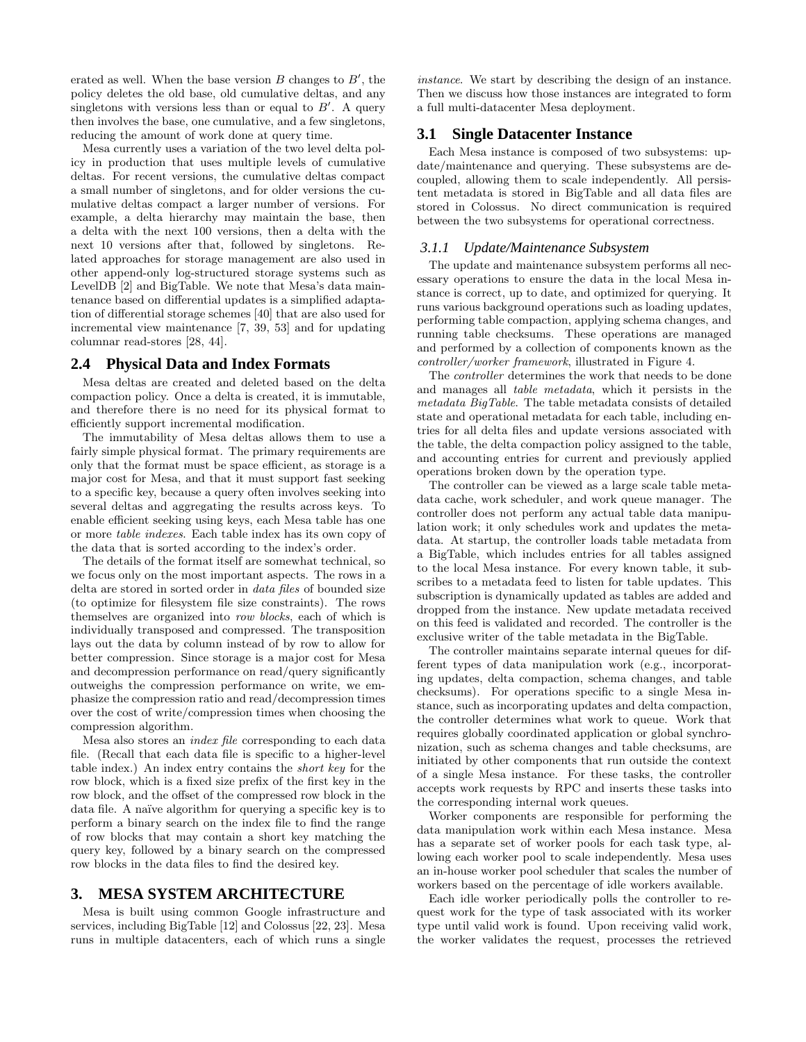erated as well. When the base version $B$ changes to $B'$, the policy deletes the old base, old cumulative deltas, and any singletons with versions less than or equal to $B'$. A query then involves the base, one cumulative, and a few singletons, reducing the amount of work done at query time.

Mesa currently uses a variation of the two level delta policy in production that uses multiple levels of cumulative deltas. For recent versions, the cumulative deltas compact a small number of singletons, and for older versions the cumulative deltas compact a larger number of versions. For example, a delta hierarchy may maintain the base, then a delta with the next 100 versions, then a delta with the next 10 versions after that, followed by singletons. Related approaches for storage management are also used in other append-only log-structured storage systems such as LevelDB [2] and BigTable. We note that Mesa's data maintenance based on differential updates is a simplified adaptation of differential storage schemes [40] that are also used for incremental view maintenance [7, 39, 53] and for updating columnar read-stores [28, 44].

## 2.4 Physical Data and Index Formats

Mesa deltas are created and deleted based on the delta compaction policy. Once a delta is created, it is immutable, and therefore there is no need for its physical format to efficiently support incremental modification.

The immutability of Mesa deltas allows them to use a fairly simple physical format. The primary requirements are only that the format must be space efficient, as storage is a major cost for Mesa, and that it must support fast seeking to a specific key, because a query often involves seeking into several deltas and aggregating the results across keys. To enable efficient seeking using keys, each Mesa table has one or more *table indexes*. Each table index has its own copy of the data that is sorted according to the index's order.

The details of the format itself are somewhat technical, so we focus only on the most important aspects. The rows in a delta are stored in sorted order in *data files* of bounded size (to optimize for filesystem file size constraints). The rows themselves are organized into *row blocks*, each of which is individually transposed and compressed. The transposition lays out the data by column instead of by row to allow for better compression. Since storage is a major cost for Mesa and decompression performance on read/query significantly outweighs the compression performance on write, we emphasize the compression ratio and read/decompression times over the cost of write/compression times when choosing the compression algorithm.

Mesa also stores an *index file* corresponding to each data file. (Recall that each data file is specific to a higher-level table index.) An index entry contains the *short key* for the row block, which is a fixed size prefix of the first key in the row block, and the offset of the compressed row block in the data file. A naïve algorithm for querying a specific key is to perform a binary search on the index file to find the range of row blocks that may contain a short key matching the query key, followed by a binary search on the compressed row blocks in the data files to find the desired key.

# 3. MESA SYSTEM ARCHITECTURE

Mesa is built using common Google infrastructure and services, including BigTable [12] and Colossus [22, 23]. Mesa runs in multiple datacenters, each of which runs a single *instance*. We start by describing the design of an instance. Then we discuss how those instances are integrated to form a full multi-datacenter Mesa deployment.

## 3.1 Single Datacenter Instance

Each Mesa instance is composed of two subsystems: update/maintenance and querying. These subsystems are decoupled, allowing them to scale independently. All persistent metadata is stored in BigTable and all data files are stored in Colossus. No direct communication is required between the two subsystems for operational correctness.

### 3.1.1 Update/Maintenance Subsystem

The update and maintenance subsystem performs all necessary operations to ensure the data in the local Mesa instance is correct, up to date, and optimized for querying. It runs various background operations such as loading updates, performing table compaction, applying schema changes, and running table checksums. These operations are managed and performed by a collection of components known as the *controller/worker framework*, illustrated in Figure 4.

The *controller* determines the work that needs to be done and manages all *table metadata*, which it persists in the *metadata BigTable*. The table metadata consists of detailed state and operational metadata for each table, including entries for all delta files and update versions associated with the table, the delta compaction policy assigned to the table, and accounting entries for current and previously applied operations broken down by the operation type.

The controller can be viewed as a large scale table metadata cache, work scheduler, and work queue manager. The controller does not perform any actual table data manipulation work; it only schedules work and updates the metadata. At startup, the controller loads table metadata from a BigTable, which includes entries for all tables assigned to the local Mesa instance. For every known table, it subscribes to a metadata feed to listen for table updates. This subscription is dynamically updated as tables are added and dropped from the instance. New update metadata received on this feed is validated and recorded. The controller is the exclusive writer of the table metadata in the BigTable.

The controller maintains separate internal queues for different types of data manipulation work (e.g., incorporating updates, delta compaction, schema changes, and table checksums). For operations specific to a single Mesa instance, such as incorporating updates and delta compaction, the controller determines what work to queue. Work that requires globally coordinated application or global synchronization, such as schema changes and table checksums, are initiated by other components that run outside the context of a single Mesa instance. For these tasks, the controller accepts work requests by RPC and inserts these tasks into the corresponding internal work queues.

Worker components are responsible for performing the data manipulation work within each Mesa instance. Mesa has a separate set of worker pools for each task type, allowing each worker pool to scale independently. Mesa uses an in-house worker pool scheduler that scales the number of workers based on the percentage of idle workers available.

Each idle worker periodically polls the controller to request work for the type of task associated with its worker type until valid work is found. Upon receiving valid work, the worker validates the request, processes the retrieved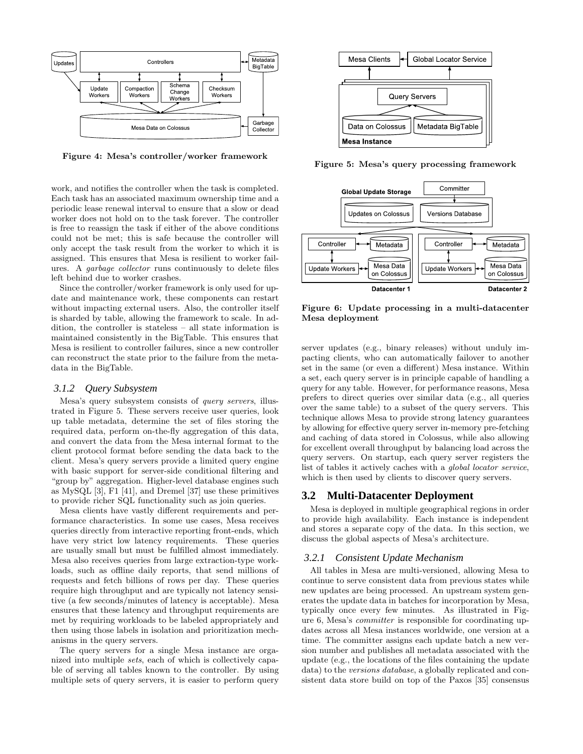Updates

Controllers

Metadata BigTable

Update Workers

Compaction Workers

Schema Change Workers

Checksum Workers

Mesa Data on Colossus

Garbage Collector

**Figure 4: Mesa's controller/worker framework**

work, and notifies the controller when the task is completed. Each task has an associated maximum ownership time and a periodic lease renewal interval to ensure that a slow or dead worker does not hold on to the task forever. The controller is free to reassign the task if either of the above conditions could not be met; this is safe because the controller will only accept the task result from the worker to which it is assigned. This ensures that Mesa is resilient to worker failures. A *garbage collector* runs continuously to delete files left behind due to worker crashes.

Since the controller/worker framework is only used for update and maintenance work, these components can restart without impacting external users. Also, the controller itself is sharded by table, allowing the framework to scale. In addition, the controller is stateless – all state information is maintained consistently in the BigTable. This ensures that Mesa is resilient to controller failures, since a new controller can reconstruct the state prior to the failure from the metadata in the BigTable.

### 3.1.2 Query Subsystem

Mesa's query subsystem consists of *query servers*, illustrated in Figure 5. These servers receive user queries, look up table metadata, determine the set of files storing the required data, perform on-the-fly aggregation of this data, and convert the data from the Mesa internal format to the client protocol format before sending the data back to the client. Mesa's query servers provide a limited query engine with basic support for server-side conditional filtering and "group by" aggregation. Higher-level database engines such as MySQL [3], F1 [41], and Dremel [37] use these primitives to provide richer SQL functionality such as join queries.

Mesa clients have vastly different requirements and performance characteristics. In some use cases, Mesa receives queries directly from interactive reporting front-ends, which have very strict low latency requirements. These queries are usually small but must be fulfilled almost immediately. Mesa also receives queries from large extraction-type workloads, such as offline daily reports, that send millions of requests and fetch billions of rows per day. These queries require high throughput and are typically not latency sensitive (a few seconds/minutes of latency is acceptable). Mesa ensures that these latency and throughput requirements are met by requiring workloads to be labeled appropriately and then using those labels in isolation and prioritization mechanisms in the query servers.

The query servers for a single Mesa instance are organized into multiple *sets*, each of which is collectively capable of serving all tables known to the controller. By using multiple sets of query servers, it is easier to perform query server updates (e.g., binary releases) without unduly impacting clients, who can automatically failover to another set in the same (or even a different) Mesa instance. Within a set, each query server is in principle capable of handling a query for any table. However, for performance reasons, Mesa prefers to direct queries over similar data (e.g., all queries over the same table) to a subset of the query servers. This technique allows Mesa to provide strong latency guarantees by allowing for effective query server in-memory pre-fetching and caching of data stored in Colossus, while also allowing for excellent overall throughput by balancing load across the query servers. On startup, each query server registers the list of tables it actively caches with a *global locator service*, which is then used by clients to discover query servers.

Mesa Clients

Global Locator Service

Query Servers

Data on Colossus

Metadata BigTable

Mesa Instance

**Figure 5: Mesa's query processing framework**

Global Update Storage

Committer

Updates on Colossus

Versions Database

Controller

Metadata

Update Workers

Mesa Data on Colossus

Datacenter 1

Datacenter 2

**Figure 6: Update processing in a multi-datacenter Mesa deployment**

## 3.2 Multi-Datacenter Deployment

Mesa is deployed in multiple geographical regions in order to provide high availability. Each instance is independent and stores a separate copy of the data. In this section, we discuss the global aspects of Mesa's architecture.

### 3.2.1 Consistent Update Mechanism

All tables in Mesa are multi-versioned, allowing Mesa to continue to serve consistent data from previous states while new updates are being processed. An upstream system generates the update data in batches for incorporation by Mesa, typically once every few minutes. As illustrated in Figure 6, Mesa's *committer* is responsible for coordinating updates across all Mesa instances worldwide, one version at a time. The committer assigns each update batch a new version number and publishes all metadata associated with the update (e.g., the locations of the files containing the update data) to the *versions database*, a globally replicated and consistent data store build on top of the Paxos [35] consensus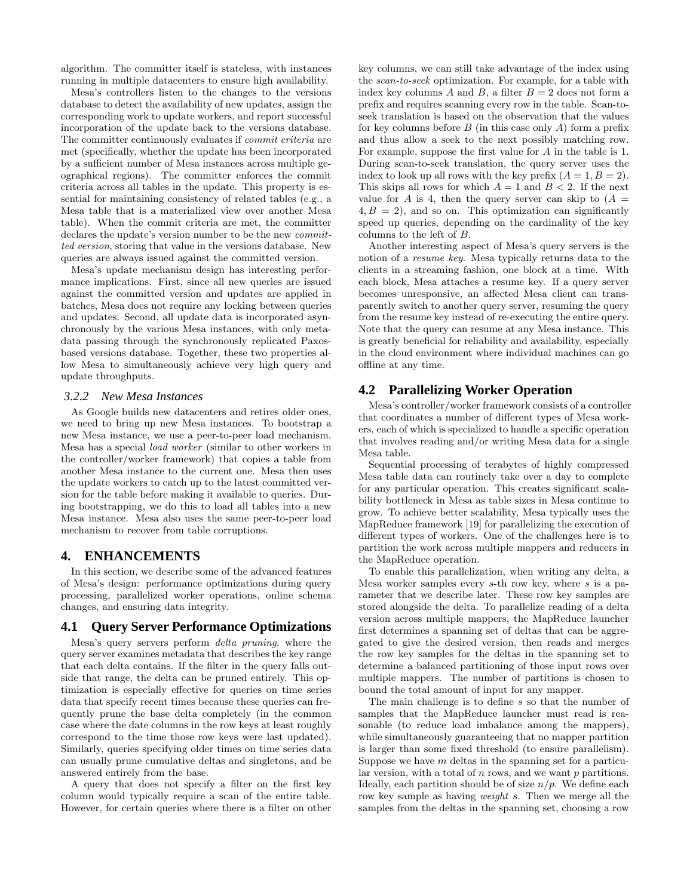algorithm. The committer itself is stateless, with instances running in multiple datacenters to ensure high availability.

Mesa's controllers listen to the changes to the versions database to detect the availability of new updates, assign the corresponding work to update workers, and report successful incorporation of the update back to the versions database. The committer continuously evaluates if *commit criteria* are met (specifically, whether the update has been incorporated by a sufficient number of Mesa instances across multiple geographical regions). The committer enforces the commit criteria across all tables in the update. This property is essential for maintaining consistency of related tables (e.g., a Mesa table that is a materialized view over another Mesa table). When the commit criteria are met, the committer declares the update's version number to be the new *committed version*, storing that value in the versions database. New queries are always issued against the committed version.

Mesa's update mechanism design has interesting performance implications. First, since all new queries are issued against the committed version and updates are applied in batches, Mesa does not require any locking between queries and updates. Second, all update data is incorporated asynchronously by the various Mesa instances, with only metadata passing through the synchronously replicated Paxos-based versions database. Together, these two properties allow Mesa to simultaneously achieve very high query and update throughputs.

### 3.2.2 New Mesa Instances

As Google builds new datacenters and retires older ones, we need to bring up new Mesa instances. To bootstrap a new Mesa instance, we use a peer-to-peer load mechanism. Mesa has a special *load worker* (similar to other workers in the controller/worker framework) that copies a table from another Mesa instance to the current one. Mesa then uses the update workers to catch up to the latest committed version for the table before making it available to queries. During bootstrapping, we do this to load all tables into a new Mesa instance. Mesa also uses the same peer-to-peer load mechanism to recover from table corruptions.

## 4. ENHANCEMENTS

In this section, we describe some of the advanced features of Mesa's design: performance optimizations during query processing, parallelized worker operations, online schema changes, and ensuring data integrity.

## 4.1 Query Server Performance Optimizations

Mesa's query servers perform *delta pruning*, where the query server examines metadata that describes the key range that each delta contains. If the filter in the query falls outside that range, the delta can be pruned entirely. This optimization is especially effective for queries on time series data that specify recent times because these queries can frequently prune the base delta completely (in the common case where the date columns in the row keys at least roughly correspond to the time those row keys were last updated). Similarly, queries specifying older times on time series data can usually prune cumulative deltas and singletons, and be answered entirely from the base.

A query that does not specify a filter on the first key column would typically require a scan of the entire table. However, for certain queries where there is a filter on other key columns, we can still take advantage of the index using the *scan-to-seek* optimization. For example, for a table with index key columns $A$ and $B$, a filter $B = 2$ does not form a prefix and requires scanning every row in the table. Scan-to-seek translation is based on the observation that the values for key columns before $B$ (in this case only $A$) form a prefix and thus allow a seek to the next possibly matching row. For example, suppose the first value for $A$ in the table is 1. During scan-to-seek translation, the query server uses the index to look up all rows with the key prefix $(A = 1, B = 2)$. This skips all rows for which $A = 1$ and $B < 2$. If the next value for $A$ is 4, then the query server can skip to $(A = 4, B = 2)$, and so on. This optimization can significantly speed up queries, depending on the cardinality of the key columns to the left of $B$.

Another interesting aspect of Mesa's query servers is the notion of a *resume key*. Mesa typically returns data to the clients in a streaming fashion, one block at a time. With each block, Mesa attaches a resume key. If a query server becomes unresponsive, an affected Mesa client can transparently switch to another query server, resuming the query from the resume key instead of re-executing the entire query. Note that the query can resume at any Mesa instance. This is greatly beneficial for reliability and availability, especially in the cloud environment where individual machines can go offline at any time.

## 4.2 Parallelizing Worker Operation

Mesa's controller/worker framework consists of a controller that coordinates a number of different types of Mesa workers, each of which is specialized to handle a specific operation that involves reading and/or writing Mesa data for a single Mesa table.

Sequential processing of terabytes of highly compressed Mesa table data can routinely take over a day to complete for any particular operation. This creates significant scalability bottleneck in Mesa as table sizes in Mesa continue to grow. To achieve better scalability, Mesa typically uses the MapReduce framework [19] for parallelizing the execution of different types of workers. One of the challenges here is to partition the work across multiple mappers and reducers in the MapReduce operation.

To enable this parallelization, when writing any delta, a Mesa worker samples every $s$-th row key, where $s$ is a parameter that we describe later. These row key samples are stored alongside the delta. To parallelize reading of a delta version across multiple mappers, the MapReduce launcher first determines a spanning set of deltas that can be aggregated to give the desired version, then reads and merges the row key samples for the deltas in the spanning set to determine a balanced partitioning of those input rows over multiple mappers. The number of partitions is chosen to bound the total amount of input for any mapper.

The main challenge is to define $s$ so that the number of samples that the MapReduce launcher must read is reasonable (to reduce load imbalance among the mappers), while simultaneously guaranteeing that no mapper partition is larger than some fixed threshold (to ensure parallelism). Suppose we have $m$ deltas in the spanning set for a particular version, with a total of $n$ rows, and we want $p$ partitions. Ideally, each partition should be of size $n/p$. We define each row key sample as having *weight* $s$. Then we merge all the samples from the deltas in the spanning set, choosing a row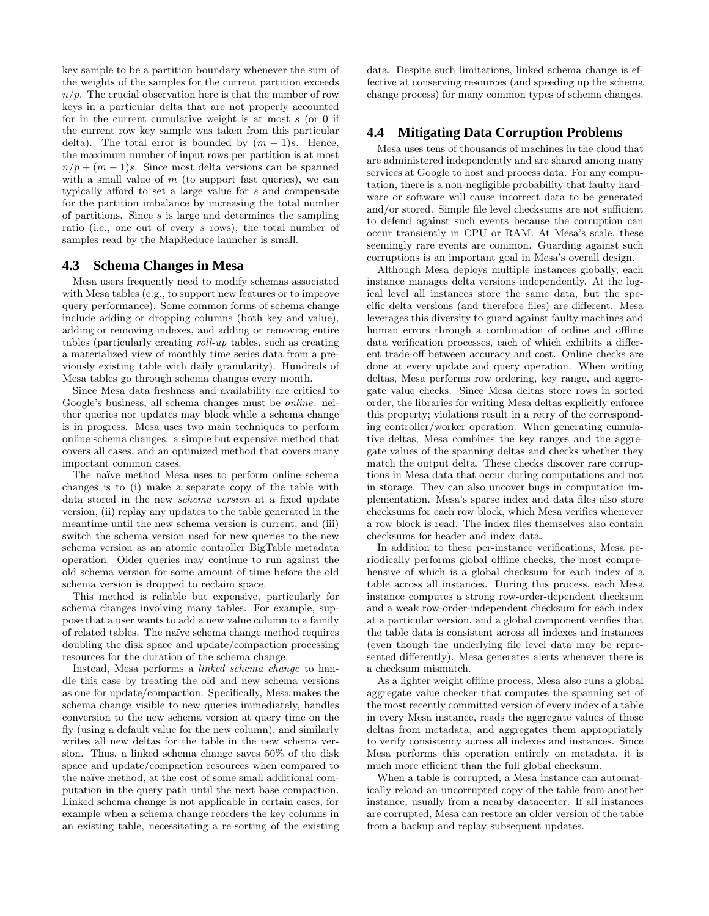key sample to be a partition boundary whenever the sum of the weights of the samples for the current partition exceeds $n/p$. The crucial observation here is that the number of row keys in a particular delta that are not properly accounted for in the current cumulative weight is at most $s$ (or 0 if the current row key sample was taken from this particular delta). The total error is bounded by $(m-1)s$. Hence, the maximum number of input rows per partition is at most $n/p + (m-1)s$. Since most delta versions can be spanned with a small value of $m$ (to support fast queries), we can typically afford to set a large value for $s$ and compensate for the partition imbalance by increasing the total number of partitions. Since $s$ is large and determines the sampling ratio (i.e., one out of every $s$ rows), the total number of samples read by the MapReduce launcher is small.

### 4.3 Schema Changes in Mesa

Mesa users frequently need to modify schemas associated with Mesa tables (e.g., to support new features or to improve query performance). Some common forms of schema change include adding or dropping columns (both key and value), adding or removing indexes, and adding or removing entire tables (particularly creating *roll-up* tables, such as creating a materialized view of monthly time series data from a previously existing table with daily granularity). Hundreds of Mesa tables go through schema changes every month.

Since Mesa data freshness and availability are critical to Google's business, all schema changes must be *online*: neither queries nor updates may block while a schema change is in progress. Mesa uses two main techniques to perform online schema changes: a simple but expensive method that covers all cases, and an optimized method that covers many important common cases.

The naïve method Mesa uses to perform online schema changes is to (i) make a separate copy of the table with data stored in the new *schema version* at a fixed update version, (ii) replay any updates to the table generated in the meantime until the new schema version is current, and (iii) switch the schema version used for new queries to the new schema version as an atomic controller BigTable metadata operation. Older queries may continue to run against the old schema version for some amount of time before the old schema version is dropped to reclaim space.

This method is reliable but expensive, particularly for schema changes involving many tables. For example, suppose that a user wants to add a new value column to a family of related tables. The naïve schema change method requires doubling the disk space and update/compaction processing resources for the duration of the schema change.

Instead, Mesa performs a *linked schema change* to handle this case by treating the old and new schema versions as one for update/compaction. Specifically, Mesa makes the schema change visible to new queries immediately, handles conversion to the new schema version at query time on the fly (using a default value for the new column), and similarly writes all new deltas for the table in the new schema version. Thus, a linked schema change saves 50% of the disk space and update/compaction resources when compared to the naïve method, at the cost of some small additional computation in the query path until the next base compaction. Linked schema change is not applicable in certain cases, for example when a schema change reorders the key columns in an existing table, necessitating a re-sorting of the existing data. Despite such limitations, linked schema change is effective at conserving resources (and speeding up the schema change process) for many common types of schema changes.

### 4.4 Mitigating Data Corruption Problems

Mesa uses tens of thousands of machines in the cloud that are administered independently and are shared among many services at Google to host and process data. For any computation, there is a non-negligible probability that faulty hardware or software will cause incorrect data to be generated and/or stored. Simple file level checksums are not sufficient to defend against such events because the corruption can occur transiently in CPU or RAM. At Mesa's scale, these seemingly rare events are common. Guarding against such corruptions is an important goal in Mesa's overall design.

Although Mesa deploys multiple instances globally, each instance manages delta versions independently. At the logical level all instances store the same data, but the specific delta versions (and therefore files) are different. Mesa leverages this diversity to guard against faulty machines and human errors through a combination of online and offline data verification processes, each of which exhibits a different trade-off between accuracy and cost. Online checks are done at every update and query operation. When writing deltas, Mesa performs row ordering, key range, and aggregate value checks. Since Mesa deltas store rows in sorted order, the libraries for writing Mesa deltas explicitly enforce this property; violations result in a retry of the corresponding controller/worker operation. When generating cumulative deltas, Mesa combines the key ranges and the aggregate values of the spanning deltas and checks whether they match the output delta. These checks discover rare corruptions in Mesa data that occur during computations and not in storage. They can also uncover bugs in computation implementation. Mesa's sparse index and data files also store checksums for each row block, which Mesa verifies whenever a row block is read. The index files themselves also contain checksums for header and index data.

In addition to these per-instance verifications, Mesa periodically performs global offline checks, the most comprehensive of which is a global checksum for each index of a table across all instances. During this process, each Mesa instance computes a strong row-order-dependent checksum and a weak row-order-independent checksum for each index at a particular version, and a global component verifies that the table data is consistent across all indexes and instances (even though the underlying file level data may be represented differently). Mesa generates alerts whenever there is a checksum mismatch.

As a lighter weight offline process, Mesa also runs a global aggregate value checker that computes the spanning set of the most recently committed version of every index of a table in every Mesa instance, reads the aggregate values of those deltas from metadata, and aggregates them appropriately to verify consistency across all indexes and instances. Since Mesa performs this operation entirely on metadata, it is much more efficient than the full global checksum.

When a table is corrupted, a Mesa instance can automatically reload an uncorrupted copy of the table from another instance, usually from a nearby datacenter. If all instances are corrupted, Mesa can restore an older version of the table from a backup and replay subsequent updates.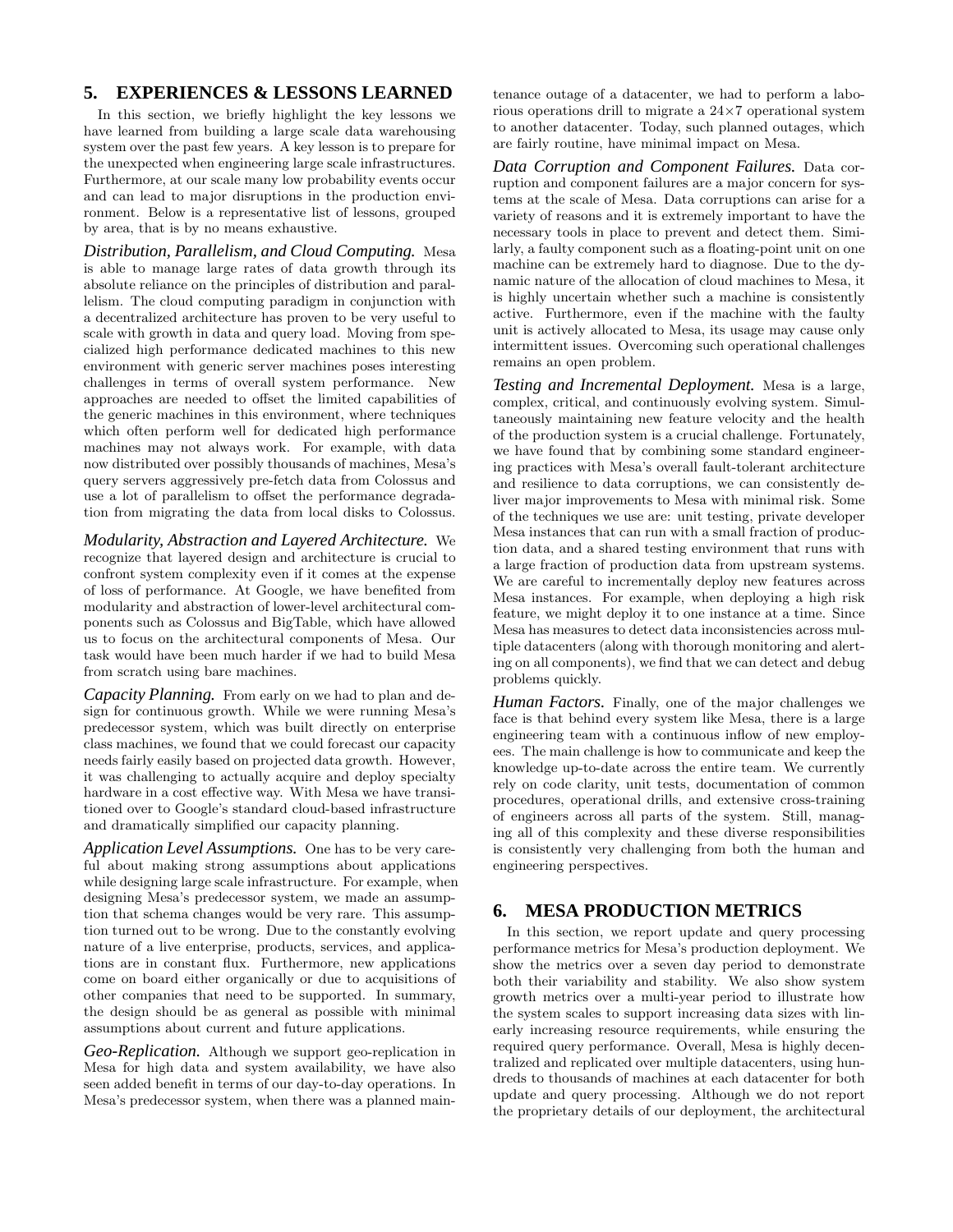## 5. EXPERIENCES & LESSONS LEARNED

In this section, we briefly highlight the key lessons we have learned from building a large scale data warehousing system over the past few years. A key lesson is to prepare for the unexpected when engineering large scale infrastructures. Furthermore, at our scale many low probability events occur and can lead to major disruptions in the production environment. Below is a representative list of lessons, grouped by area, that is by no means exhaustive.

***Distribution, Parallelism, and Cloud Computing.*** Mesa is able to manage large rates of data growth through its absolute reliance on the principles of distribution and parallelism. The cloud computing paradigm in conjunction with a decentralized architecture has proven to be very useful to scale with growth in data and query load. Moving from specialized high performance dedicated machines to this new environment with generic server machines poses interesting challenges in terms of overall system performance. New approaches are needed to offset the limited capabilities of the generic machines in this environment, where techniques which often perform well for dedicated high performance machines may not always work. For example, with data now distributed over possibly thousands of machines, Mesa's query servers aggressively pre-fetch data from Colossus and use a lot of parallelism to offset the performance degradation from migrating the data from local disks to Colossus.

***Modularity, Abstraction and Layered Architecture.*** We recognize that layered design and architecture is crucial to confront system complexity even if it comes at the expense of loss of performance. At Google, we have benefited from modularity and abstraction of lower-level architectural components such as Colossus and BigTable, which have allowed us to focus on the architectural components of Mesa. Our task would have been much harder if we had to build Mesa from scratch using bare machines.

***Capacity Planning.*** From early on we had to plan and design for continuous growth. While we were running Mesa's predecessor system, which was built directly on enterprise class machines, we found that we could forecast our capacity needs fairly easily based on projected data growth. However, it was challenging to actually acquire and deploy specialty hardware in a cost effective way. With Mesa we have transitioned over to Google's standard cloud-based infrastructure and dramatically simplified our capacity planning.

***Application Level Assumptions.*** One has to be very careful about making strong assumptions about applications while designing large scale infrastructure. For example, when designing Mesa's predecessor system, we made an assumption that schema changes would be very rare. This assumption turned out to be wrong. Due to the constantly evolving nature of a live enterprise, products, services, and applications are in constant flux. Furthermore, new applications come on board either organically or due to acquisitions of other companies that need to be supported. In summary, the design should be as general as possible with minimal assumptions about current and future applications.

***Geo-Replication.*** Although we support geo-replication in Mesa for high data and system availability, we have also seen added benefit in terms of our day-to-day operations. In Mesa's predecessor system, when there was a planned maintenance outage of a datacenter, we had to perform a laborious operations drill to migrate a 24×7 operational system to another datacenter. Today, such planned outages, which are fairly routine, have minimal impact on Mesa.

***Data Corruption and Component Failures.*** Data corruption and component failures are a major concern for systems at the scale of Mesa. Data corruptions can arise for a variety of reasons and it is extremely important to have the necessary tools in place to prevent and detect them. Similarly, a faulty component such as a floating-point unit on one machine can be extremely hard to diagnose. Due to the dynamic nature of the allocation of cloud machines to Mesa, it is highly uncertain whether such a machine is consistently active. Furthermore, even if the machine with the faulty unit is actively allocated to Mesa, its usage may cause only intermittent issues. Overcoming such operational challenges remains an open problem.

***Testing and Incremental Deployment.*** Mesa is a large, complex, critical, and continuously evolving system. Simultaneously maintaining new feature velocity and the health of the production system is a crucial challenge. Fortunately, we have found that by combining some standard engineering practices with Mesa's overall fault-tolerant architecture and resilience to data corruptions, we can consistently deliver major improvements to Mesa with minimal risk. Some of the techniques we use are: unit testing, private developer Mesa instances that can run with a small fraction of production data, and a shared testing environment that runs with a large fraction of production data from upstream systems. We are careful to incrementally deploy new features across Mesa instances. For example, when deploying a high risk feature, we might deploy it to one instance at a time. Since Mesa has measures to detect data inconsistencies across multiple datacenters (along with thorough monitoring and alerting on all components), we find that we can detect and debug problems quickly.

***Human Factors.*** Finally, one of the major challenges we face is that behind every system like Mesa, there is a large engineering team with a continuous inflow of new employees. The main challenge is how to communicate and keep the knowledge up-to-date across the entire team. We currently rely on code clarity, unit tests, documentation of common procedures, operational drills, and extensive cross-training of engineers across all parts of the system. Still, managing all of this complexity and these diverse responsibilities is consistently very challenging from both the human and engineering perspectives.

## 6. MESA PRODUCTION METRICS

In this section, we report update and query processing performance metrics for Mesa's production deployment. We show the metrics over a seven day period to demonstrate both their variability and stability. We also show system growth metrics over a multi-year period to illustrate how the system scales to support increasing data sizes with linearly increasing resource requirements, while ensuring the required query performance. Overall, Mesa is highly decentralized and replicated over multiple datacenters, using hundreds to thousands of machines at each datacenter for both update and query processing. Although we do not report the proprietary details of our deployment, the architectural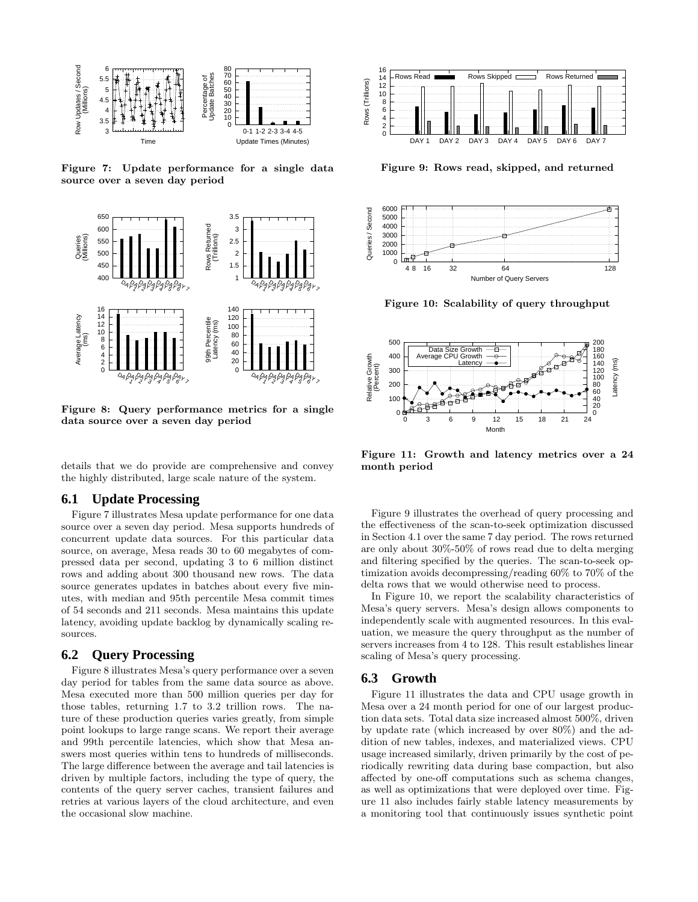Figure 7: Update performance for a single data source over a seven day period

Figure 8: Query performance metrics for a single data source over a seven day period

details that we do provide are comprehensive and convey the highly distributed, large scale nature of the system.

## 6.1 Update Processing

Figure 7 illustrates Mesa update performance for one data source over a seven day period. Mesa supports hundreds of concurrent update data sources. For this particular data source, on average, Mesa reads 30 to 60 megabytes of compressed data per second, updating 3 to 6 million distinct rows and adding about 300 thousand new rows. The data source generates updates in batches about every five minutes, with median and 95th percentile Mesa commit times of 54 seconds and 211 seconds. Mesa maintains this update latency, avoiding update backlog by dynamically scaling resources.

## 6.2 Query Processing

Figure 8 illustrates Mesa's query performance over a seven day period for tables from the same data source as above. Mesa executed more than 500 million queries per day for those tables, returning 1.7 to 3.2 trillion rows. The nature of these production queries varies greatly, from simple point lookups to large range scans. We report their average and 99th percentile latencies, which show that Mesa answers most queries within tens to hundreds of milliseconds. The large difference between the average and tail latencies is driven by multiple factors, including the type of query, the contents of the query server caches, transient failures and retries at various layers of the cloud architecture, and even the occasional slow machine.

Figure 9: Rows read, skipped, and returned

Figure 10: Scalability of query throughput

Figure 11: Growth and latency metrics over a 24 month period

Figure 9 illustrates the overhead of query processing and the effectiveness of the scan-to-seek optimization discussed in Section 4.1 over the same 7 day period. The rows returned are only about 30%-50% of rows read due to delta merging and filtering specified by the queries. The scan-to-seek optimization avoids decompressing/reading 60% to 70% of the delta rows that we would otherwise need to process.

In Figure 10, we report the scalability characteristics of Mesa's query servers. Mesa's design allows components to independently scale with augmented resources. In this evaluation, we measure the query throughput as the number of servers increases from 4 to 128. This result establishes linear scaling of Mesa's query processing.

## 6.3 Growth

Figure 11 illustrates the data and CPU usage growth in Mesa over a 24 month period for one of our largest production data sets. Total data size increased almost 500%, driven by update rate (which increased by over 80%) and the addition of new tables, indexes, and materialized views. CPU usage increased similarly, driven primarily by the cost of periodically rewriting data during base compaction, but also affected by one-off computations such as schema changes, as well as optimizations that were deployed over time. Figure 11 also includes fairly stable latency measurements by a monitoring tool that continuously issues synthetic point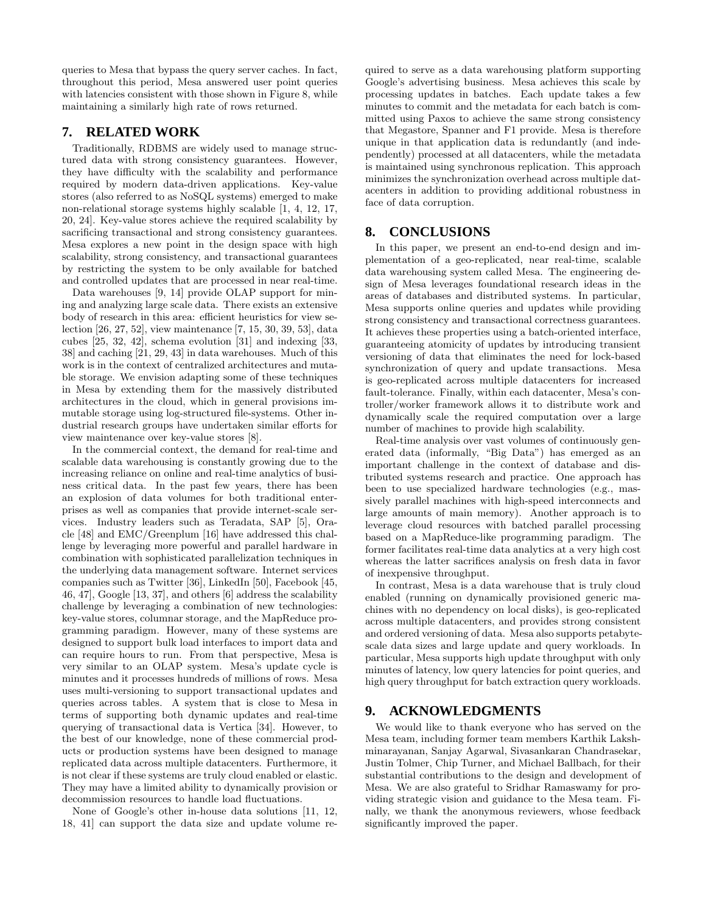queries to Mesa that bypass the query server caches. In fact, throughout this period, Mesa answered user point queries with latencies consistent with those shown in Figure 8, while maintaining a similarly high rate of rows returned.

## 7. RELATED WORK

Traditionally, RDBMS are widely used to manage structured data with strong consistency guarantees. However, they have difficulty with the scalability and performance required by modern data-driven applications. Key-value stores (also referred to as NoSQL systems) emerged to make non-relational storage systems highly scalable [1, 4, 12, 17, 20, 24]. Key-value stores achieve the required scalability by sacrificing transactional and strong consistency guarantees. Mesa explores a new point in the design space with high scalability, strong consistency, and transactional guarantees by restricting the system to be only available for batched and controlled updates that are processed in near real-time.

Data warehouses [9, 14] provide OLAP support for mining and analyzing large scale data. There exists an extensive body of research in this area: efficient heuristics for view selection [26, 27, 52], view maintenance [7, 15, 30, 39, 53], data cubes [25, 32, 42], schema evolution [31] and indexing [33, 38] and caching [21, 29, 43] in data warehouses. Much of this work is in the context of centralized architectures and mutable storage. We envision adapting some of these techniques in Mesa by extending them for the massively distributed architectures in the cloud, which in general provisions immutable storage using log-structured file-systems. Other industrial research groups have undertaken similar efforts for view maintenance over key-value stores [8].

In the commercial context, the demand for real-time and scalable data warehousing is constantly growing due to the increasing reliance on online and real-time analytics of business critical data. In the past few years, there has been an explosion of data volumes for both traditional enterprises as well as companies that provide internet-scale services. Industry leaders such as Teradata, SAP [5], Oracle [48] and EMC/Greenplum [16] have addressed this challenge by leveraging more powerful and parallel hardware in combination with sophisticated parallelization techniques in the underlying data management software. Internet services companies such as Twitter [36], LinkedIn [50], Facebook [45, 46, 47], Google [13, 37], and others [6] address the scalability challenge by leveraging a combination of new technologies: key-value stores, columnar storage, and the MapReduce programming paradigm. However, many of these systems are designed to support bulk load interfaces to import data and can require hours to run. From that perspective, Mesa is very similar to an OLAP system. Mesa's update cycle is minutes and it processes hundreds of millions of rows. Mesa uses multi-versioning to support transactional updates and queries across tables. A system that is close to Mesa in terms of supporting both dynamic updates and real-time querying of transactional data is Vertica [34]. However, to the best of our knowledge, none of these commercial products or production systems have been designed to manage replicated data across multiple datacenters. Furthermore, it is not clear if these systems are truly cloud enabled or elastic. They may have a limited ability to dynamically provision or decommission resources to handle load fluctuations.

None of Google's other in-house data solutions [11, 12, 18, 41] can support the data size and update volume required to serve as a data warehousing platform supporting Google's advertising business. Mesa achieves this scale by processing updates in batches. Each update takes a few minutes to commit and the metadata for each batch is committed using Paxos to achieve the same strong consistency that Megastore, Spanner and F1 provide. Mesa is therefore unique in that application data is redundantly (and independently) processed at all datacenters, while the metadata is maintained using synchronous replication. This approach minimizes the synchronization overhead across multiple datacenters in addition to providing additional robustness in face of data corruption.

## 8. CONCLUSIONS

In this paper, we present an end-to-end design and implementation of a geo-replicated, near real-time, scalable data warehousing system called Mesa. The engineering design of Mesa leverages foundational research ideas in the areas of databases and distributed systems. In particular, Mesa supports online queries and updates while providing strong consistency and transactional correctness guarantees. It achieves these properties using a batch-oriented interface, guaranteeing atomicity of updates by introducing transient versioning of data that eliminates the need for lock-based synchronization of query and update transactions. Mesa is geo-replicated across multiple datacenters for increased fault-tolerance. Finally, within each datacenter, Mesa's controller/worker framework allows it to distribute work and dynamically scale the required computation over a large number of machines to provide high scalability.

Real-time analysis over vast volumes of continuously generated data (informally, "Big Data") has emerged as an important challenge in the context of database and distributed systems research and practice. One approach has been to use specialized hardware technologies (e.g., massively parallel machines with high-speed interconnects and large amounts of main memory). Another approach is to leverage cloud resources with batched parallel processing based on a MapReduce-like programming paradigm. The former facilitates real-time data analytics at a very high cost whereas the latter sacrifices analysis on fresh data in favor of inexpensive throughput.

In contrast, Mesa is a data warehouse that is truly cloud enabled (running on dynamically provisioned generic machines with no dependency on local disks), is geo-replicated across multiple datacenters, and provides strong consistent and ordered versioning of data. Mesa also supports petabyte-scale data sizes and large update and query workloads. In particular, Mesa supports high update throughput with only minutes of latency, low query latencies for point queries, and high query throughput for batch extraction query workloads.

## 9. ACKNOWLEDGMENTS

We would like to thank everyone who has served on the Mesa team, including former team members Karthik Lakshminarayanan, Sanjay Agarwal, Sivasankaran Chandrasekar, Justin Tolmer, Chip Turner, and Michael Ballbach, for their substantial contributions to the design and development of Mesa. We are also grateful to Sridhar Ramaswamy for providing strategic vision and guidance to the Mesa team. Finally, we thank the anonymous reviewers, whose feedback significantly improved the paper.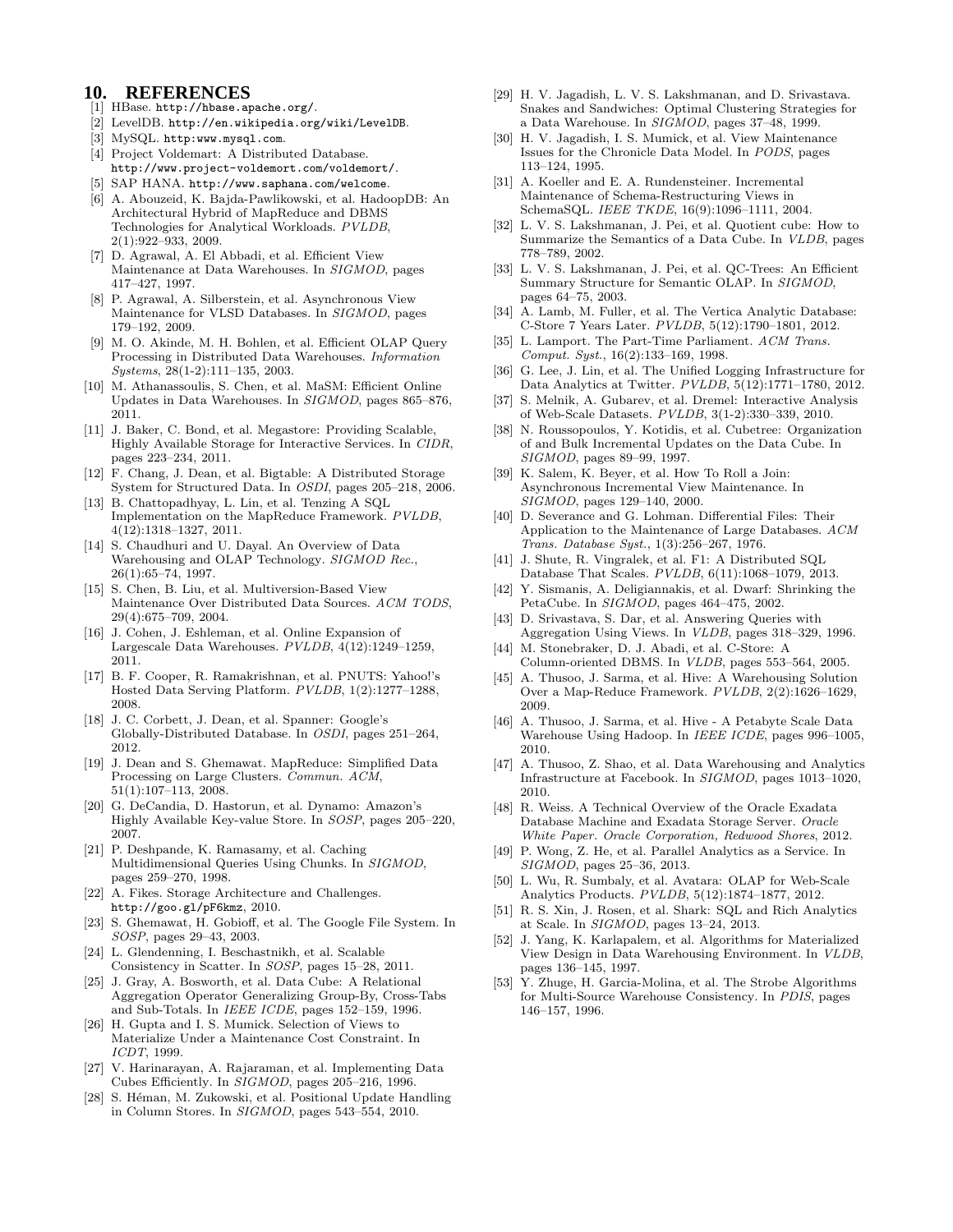## 10. REFERENCES

[1] HBase. http://hbase.apache.org/.

[2] LevelDB. http://en.wikipedia.org/wiki/LevelDB.

[3] MySQL. http:www.mysql.com.

[4] Project Voldemart: A Distributed Database. http://www.project-voldemort.com/voldemort/.

[5] SAP HANA. http://www.saphana.com/welcome.

[6] A. Abouzeid, K. Bajda-Pawlikowski, et al. HadoopDB: An Architectural Hybrid of MapReduce and DBMS Technologies for Analytical Workloads. *PVLDB*, 2(1):922–933, 2009.

[7] D. Agrawal, A. El Abbadi, et al. Efficient View Maintenance at Data Warehouses. In *SIGMOD*, pages 417–427, 1997.

[8] P. Agrawal, A. Silberstein, et al. Asynchronous View Maintenance for VLSD Databases. In *SIGMOD*, pages 179–192, 2009.

[9] M. O. Akinde, M. H. Bohlen, et al. Efficient OLAP Query Processing in Distributed Data Warehouses. *Information Systems*, 28(1-2):111–135, 2003.

[10] M. Athanassoulis, S. Chen, et al. MaSM: Efficient Online Updates in Data Warehouses. In *SIGMOD*, pages 865–876, 2011.

[11] J. Baker, C. Bond, et al. Megastore: Providing Scalable, Highly Available Storage for Interactive Services. In *CIDR*, pages 223–234, 2011.

[12] F. Chang, J. Dean, et al. Bigtable: A Distributed Storage System for Structured Data. In *OSDI*, pages 205–218, 2006.

[13] B. Chattopadhyay, L. Lin, et al. Tenzing A SQL Implementation on the MapReduce Framework. *PVLDB*, 4(12):1318–1327, 2011.

[14] S. Chaudhuri and U. Dayal. An Overview of Data Warehousing and OLAP Technology. *SIGMOD Rec.*, 26(1):65–74, 1997.

[15] S. Chen, B. Liu, et al. Multiversion-Based View Maintenance Over Distributed Data Sources. *ACM TODS*, 29(4):675–709, 2004.

[16] J. Cohen, J. Eshleman, et al. Online Expansion of Largescale Data Warehouses. *PVLDB*, 4(12):1249–1259, 2011.

[17] B. F. Cooper, R. Ramakrishnan, et al. PNUTS: Yahoo!'s Hosted Data Serving Platform. *PVLDB*, 1(2):1277–1288, 2008.

[18] J. C. Corbett, J. Dean, et al. Spanner: Google's Globally-Distributed Database. In *OSDI*, pages 251–264, 2012.

[19] J. Dean and S. Ghemawat. MapReduce: Simplified Data Processing on Large Clusters. *Commun. ACM*, 51(1):107–113, 2008.

[20] G. DeCandia, D. Hastorun, et al. Dynamo: Amazon's Highly Available Key-value Store. In *SOSP*, pages 205–220, 2007.

[21] P. Deshpande, K. Ramasamy, et al. Caching Multidimensional Queries Using Chunks. In *SIGMOD*, pages 259–270, 1998.

[22] A. Fikes. Storage Architecture and Challenges. http://goo.gl/pF6kmz, 2010.

[23] S. Ghemawat, H. Gobioff, et al. The Google File System. In *SOSP*, pages 29–43, 2003.

[24] L. Glendenning, I. Beschastnikh, et al. Scalable Consistency in Scatter. In *SOSP*, pages 15–28, 2011.

[25] J. Gray, A. Bosworth, et al. Data Cube: A Relational Aggregation Operator Generalizing Group-By, Cross-Tabs and Sub-Totals. In *IEEE ICDE*, pages 152–159, 1996.

[26] H. Gupta and I. S. Mumick. Selection of Views to Materialize Under a Maintenance Cost Constraint. In *ICDT*, 1999.

[27] V. Harinarayan, A. Rajaraman, et al. Implementing Data Cubes Efficiently. In *SIGMOD*, pages 205–216, 1996.

[28] S. Héman, M. Zukowski, et al. Positional Update Handling in Column Stores. In *SIGMOD*, pages 543–554, 2010.

[29] H. V. Jagadish, L. V. S. Lakshmanan, and D. Srivastava. Snakes and Sandwiches: Optimal Clustering Strategies for a Data Warehouse. In *SIGMOD*, pages 37–48, 1999.

[30] H. V. Jagadish, I. S. Mumick, et al. View Maintenance Issues for the Chronicle Data Model. In *PODS*, pages 113–124, 1995.

[31] A. Koeller and E. A. Rundensteiner. Incremental Maintenance of Schema-Restructuring Views in SchemaSQL. *IEEE TKDE*, 16(9):1096–1111, 2004.

[32] L. V. S. Lakshmanan, J. Pei, et al. Quotient cube: How to Summarize the Semantics of a Data Cube. In *VLDB*, pages 778–789, 2002.

[33] L. V. S. Lakshmanan, J. Pei, et al. QC-Trees: An Efficient Summary Structure for Semantic OLAP. In *SIGMOD*, pages 64–75, 2003.

[34] A. Lamb, M. Fuller, et al. The Vertica Analytic Database: C-Store 7 Years Later. *PVLDB*, 5(12):1790–1801, 2012.

[35] L. Lamport. The Part-Time Parliament. *ACM Trans. Comput. Syst.*, 16(2):133–169, 1998.

[36] G. Lee, J. Lin, et al. The Unified Logging Infrastructure for Data Analytics at Twitter. *PVLDB*, 5(12):1771–1780, 2012.

[37] S. Melnik, A. Gubarev, et al. Dremel: Interactive Analysis of Web-Scale Datasets. *PVLDB*, 3(1-2):330–339, 2010.

[38] N. Roussopoulos, Y. Kotidis, et al. Cubetree: Organization of and Bulk Incremental Updates on the Data Cube. In *SIGMOD*, pages 89–99, 1997.

[39] K. Salem, K. Beyer, et al. How To Roll a Join: Asynchronous Incremental View Maintenance. In *SIGMOD*, pages 129–140, 2000.

[40] D. Severance and G. Lohman. Differential Files: Their Application to the Maintenance of Large Databases. *ACM Trans. Database Syst.*, 1(3):256–267, 1976.

[41] J. Shute, R. Vingralek, et al. F1: A Distributed SQL Database That Scales. *PVLDB*, 6(11):1068–1079, 2013.

[42] Y. Sismanis, A. Deligiannakis, et al. Dwarf: Shrinking the PetaCube. In *SIGMOD*, pages 464–475, 2002.

[43] D. Srivastava, S. Dar, et al. Answering Queries with Aggregation Using Views. In *VLDB*, pages 318–329, 1996.

[44] M. Stonebraker, D. J. Abadi, et al. C-Store: A Column-oriented DBMS. In *VLDB*, pages 553–564, 2005.

[45] A. Thusoo, J. Sarma, et al. Hive: A Warehousing Solution Over a Map-Reduce Framework. *PVLDB*, 2(2):1626–1629, 2009.

[46] A. Thusoo, J. Sarma, et al. Hive - A Petabyte Scale Data Warehouse Using Hadoop. In *IEEE ICDE*, pages 996–1005, 2010.

[47] A. Thusoo, Z. Shao, et al. Data Warehousing and Analytics Infrastructure at Facebook. In *SIGMOD*, pages 1013–1020, 2010.

[48] R. Weiss. A Technical Overview of the Oracle Exadata Database Machine and Exadata Storage Server. *Oracle White Paper. Oracle Corporation, Redwood Shores*, 2012.

[49] P. Wong, Z. He, et al. Parallel Analytics as a Service. In *SIGMOD*, pages 25–36, 2013.

[50] L. Wu, R. Sumbaly, et al. Avatara: OLAP for Web-Scale Analytics Products. *PVLDB*, 5(12):1874–1877, 2012.

[51] R. S. Xin, J. Rosen, et al. Shark: SQL and Rich Analytics at Scale. In *SIGMOD*, pages 13–24, 2013.

[52] J. Yang, K. Karlapalem, et al. Algorithms for Materialized View Design in Data Warehousing Environment. In *VLDB*, pages 136–145, 1997.

[53] Y. Zhuge, H. Garcia-Molina, et al. The Strobe Algorithms for Multi-Source Warehouse Consistency. In *PDIS*, pages 146–157, 1996.